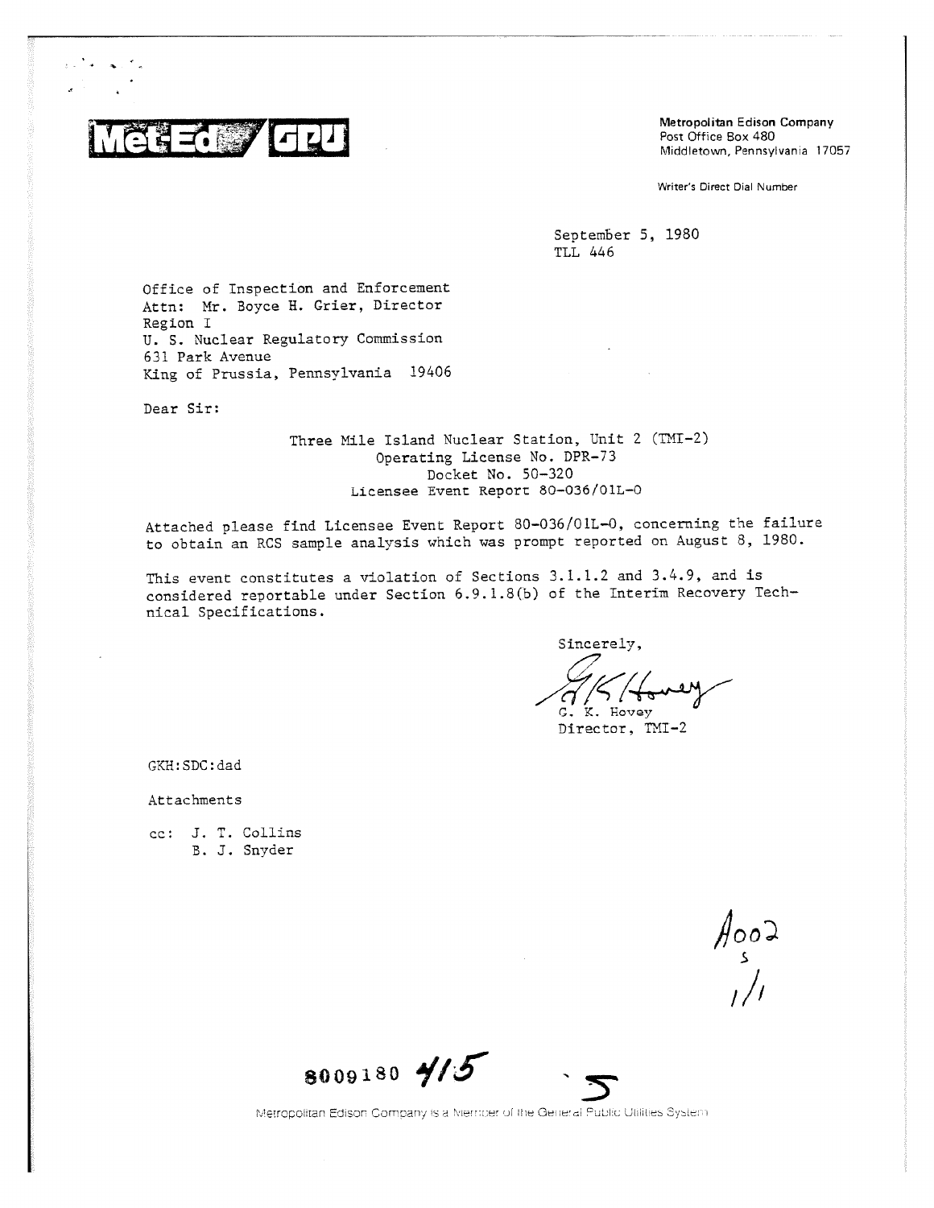Met-Ed / GPU

**Metropolitan Edison Company**
Post Office Box 480
Middletown, Pennsylvania 17057

Writer's Direct Dial Number

September 5, 1980
TLL 446

Office of Inspection and Enforcement
Attn: Mr. Boyce H. Grier, Director
Region I
U. S. Nuclear Regulatory Commission
631 Park Avenue
King of Prussia, Pennsylvania 19406

Dear Sir:

Three Mile Island Nuclear Station, Unit 2 (TMI-2)
Operating License No. DPR-73
Docket No. 50-320
Licensee Event Report 80-036/01L-0

Attached please find Licensee Event Report 80-036/01L-0, concerning the failure to obtain an RCS sample analysis which was prompt reported on August 8, 1980.

This event constitutes a violation of Sections 3.1.1.2 and 3.4.9, and is considered reportable under Section 6.9.1.8(b) of the Interim Recovery Technical Specifications.

Sincerely,

G. K. Hovey
Director, TMI-2

GKH:SDC:dad

Attachments

cc: J. T. Collins
B. J. Snyder

A002
S
1/1

8009180 415

Metropolitan Edison Company is a Member of the General Public Utilities System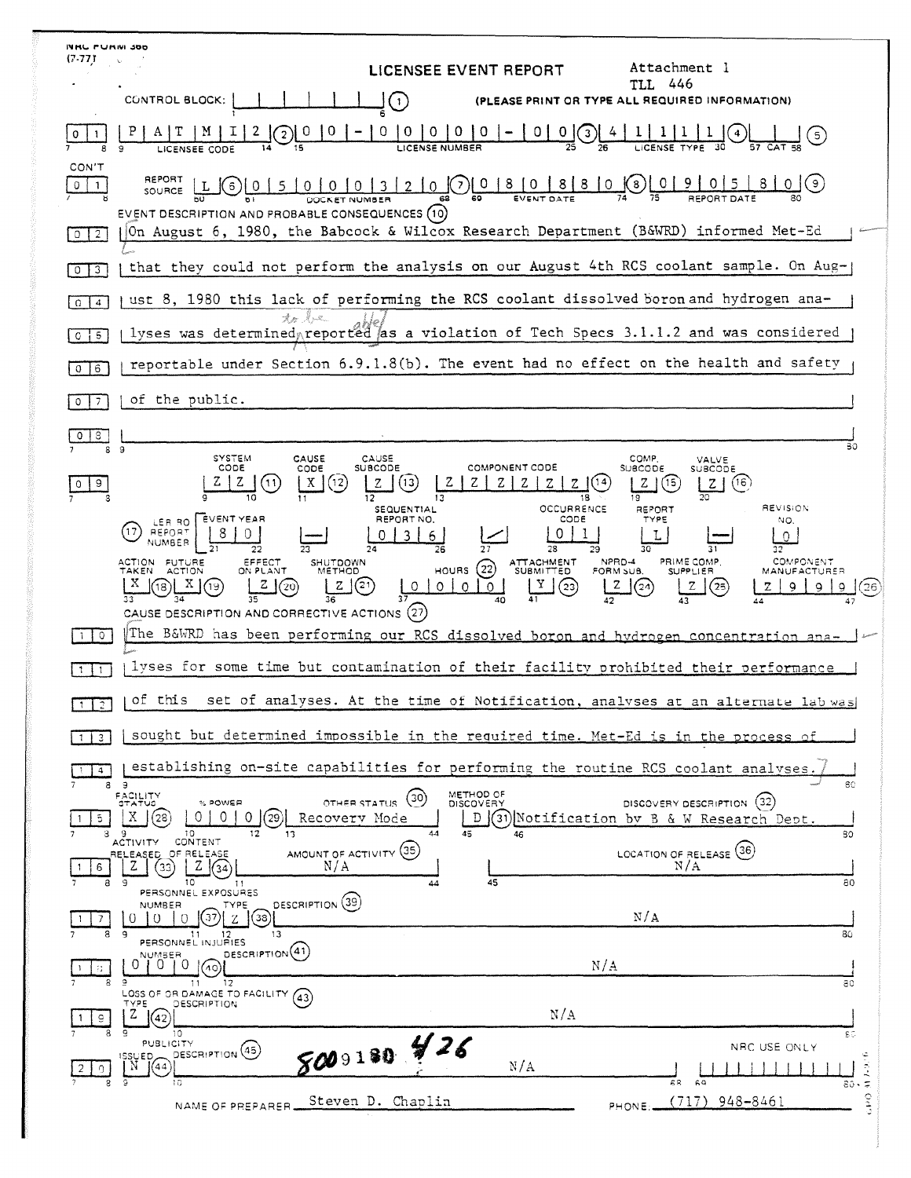NRC FORM 366
(7-77)

# LICENSEE EVENT REPORT

Attachment 1
TLL 446

CONTROL BLOCK: (1) (PLEASE PRINT OR TYPE ALL REQUIRED INFORMATION)

01 | P A T M I 2 (2) | 0 0 - 0 0 0 0 0 - 0 0 (3) | 4 1 1 1 1 (4) | | (5)
LICENSEE CODE | LICENSE NUMBER | LICENSE TYPE | CAT

CON'T
01 | REPORT SOURCE L (6) | 0 5 0 0 0 3 2 0 (7) | 0 8 0 8 8 0 (8) | 0 9 0 5 8 0 (9)
DOCKET NUMBER | EVENT DATE | REPORT DATE

EVENT DESCRIPTION AND PROBABLE CONSEQUENCES (10)

02 On August 6, 1980, the Babcock & Wilcox Research Department (B&WRD) informed Met-Ed
03 that they could not perform the analysis on our August 4th RCS coolant sample. On Aug-
04 ust 8, 1980 this lack of performing the RCS coolant dissolved boron and hydrogen ana-
05 lyses was determined to be ~~reported~~ able as a violation of Tech Specs 3.1.1.2 and was considered
06 reportable under Section 6.9.1.8(b). The event had no effect on the health and safety
07 of the public.
08

| | SYSTEM CODE | CAUSE CODE | CAUSE SUBCODE | COMPONENT CODE | COMP. SUBCODE | VALVE SUBCODE |
|---|---|---|---|---|---|---|
| 09 | Z Z (11) | X (12) | Z (13) | Z Z Z Z Z Z (14) | Z (15) | Z (16) |

| (17) LER/RO REPORT NUMBER | EVENT YEAR | | SEQUENTIAL REPORT NO. | | OCCURRENCE CODE | REPORT TYPE | | REVISION NO. |
|---|---|---|---|---|---|---|---|---|
| | 8 0 | — | 0 3 6 | / | 0 1 | L | — | 0 |

| ACTION TAKEN | FUTURE ACTION | EFFECT ON PLANT | SHUTDOWN METHOD | HOURS (22) | ATTACHMENT SUBMITTED | NPRD-4 FORM SUB. | PRIME COMP. SUPPLIER | COMPONENT MANUFACTURER |
|---|---|---|---|---|---|---|---|---|
| X (18) | X (19) | Z (20) | Z (21) | 0 0 0 0 | Y (23) | Z (24) | Z (25) | Z 9 9 9 (26) |

CAUSE DESCRIPTION AND CORRECTIVE ACTIONS (27)

10 The B&WRD has been performing our RCS dissolved boron and hydrogen concentration ana-
11 lyses for some time but contamination of their facility prohibited their performance
12 of this set of analyses. At the time of Notification, analyses at an alternate lab was
13 sought but determined impossible in the required time. Met-Ed is in the process of
14 establishing on-site capabilities for performing the routine RCS coolant analyses.

| | FACILITY STATUS | % POWER | OTHER STATUS (30) | METHOD OF DISCOVERY | DISCOVERY DESCRIPTION (32) |
|---|---|---|---|---|---|
| 15 | X (28) | 0 0 0 (29) | Recovery Mode | D (31) | Notification by B & W Research Dept. |

| | ACTIVITY RELEASED | CONTENT OF RELEASE | AMOUNT OF ACTIVITY (35) | LOCATION OF RELEASE (36) |
|---|---|---|---|---|
| 16 | Z (33) | Z (34) | N/A | N/A |

PERSONNEL EXPOSURES

| | NUMBER | TYPE | DESCRIPTION (39) |
|---|---|---|---|
| 17 | 0 0 0 (37) | Z (38) | N/A |

PERSONNEL INJURIES

| | NUMBER | DESCRIPTION (41) |
|---|---|---|
| 18 | 0 0 0 (40) | N/A |

LOSS OF OR DAMAGE TO FACILITY (43)

| | TYPE | DESCRIPTION |
|---|---|---|
| 19 | Z (42) | N/A |

PUBLICITY

| | ISSUED | DESCRIPTION (45) | NRC USE ONLY |
|---|---|---|---|
| 20 | N (44) | N/A | |

8009180 426

NAME OF PREPARER Steven D. Chaplin PHONE: (717) 948-8461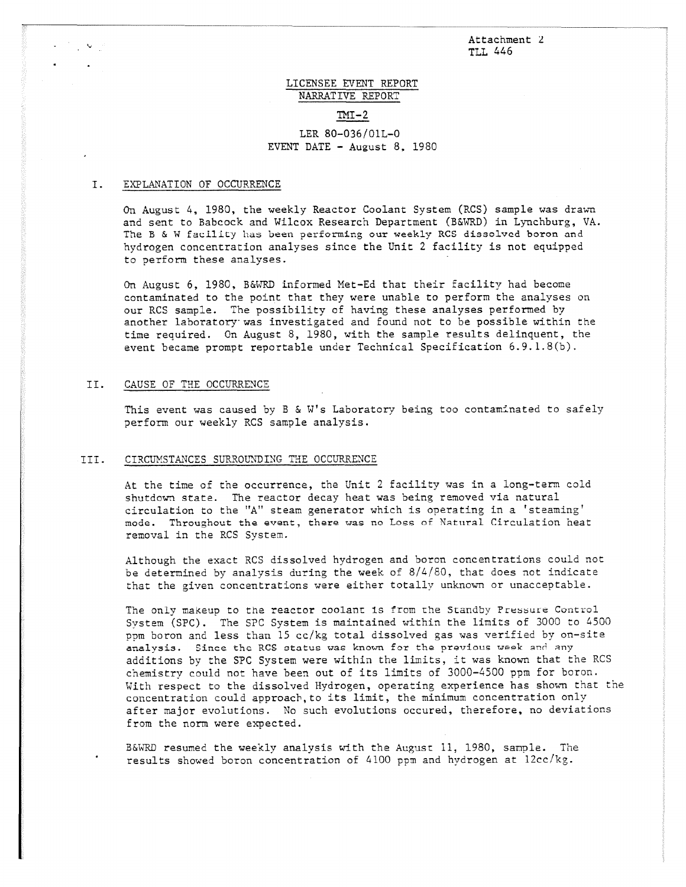Attachment 2
TLL 446

# LICENSEE EVENT REPORT
## NARRATIVE REPORT

## TMI-2

LER 80-036/01L-0
EVENT DATE - August 8, 1980

## I. EXPLANATION OF OCCURRENCE

On August 4, 1980, the weekly Reactor Coolant System (RCS) sample was drawn and sent to Babcock and Wilcox Research Department (B&WRD) in Lynchburg, VA. The B & W facility has been performing our weekly RCS dissolved boron and hydrogen concentration analyses since the Unit 2 facility is not equipped to perform these analyses.

On August 6, 1980, B&WRD informed Met-Ed that their facility had become contaminated to the point that they were unable to perform the analyses on our RCS sample. The possibility of having these analyses performed by another laboratory was investigated and found not to be possible within the time required. On August 8, 1980, with the sample results delinquent, the event became prompt reportable under Technical Specification 6.9.1.8(b).

## II. CAUSE OF THE OCCURRENCE

This event was caused by B & W's Laboratory being too contaminated to safely perform our weekly RCS sample analysis.

## III. CIRCUMSTANCES SURROUNDING THE OCCURRENCE

At the time of the occurrence, the Unit 2 facility was in a long-term cold shutdown state. The reactor decay heat was being removed via natural circulation to the "A" steam generator which is operating in a 'steaming' mode. Throughout the event, there was no Loss of Natural Circulation heat removal in the RCS System.

Although the exact RCS dissolved hydrogen and boron concentrations could not be determined by analysis during the week of 8/4/80, that does not indicate that the given concentrations were either totally unknown or unacceptable.

The only makeup to the reactor coolant is from the Standby Pressure Control System (SPC). The SPC System is maintained within the limits of 3000 to 4500 ppm boron and less than 15 cc/kg total dissolved gas was verified by on-site analysis. Since the RCS status was known for the previous week and any additions by the SPC System were within the limits, it was known that the RCS chemistry could not have been out of its limits of 3000-4500 ppm for boron. With respect to the dissolved Hydrogen, operating experience has shown that the concentration could approach, to its limit, the minimum concentration only after major evolutions. No such evolutions occured, therefore, no deviations from the norm were expected.

B&WRD resumed the weekly analysis with the August 11, 1980, sample. The results showed boron concentration of 4100 ppm and hydrogen at 12cc/kg.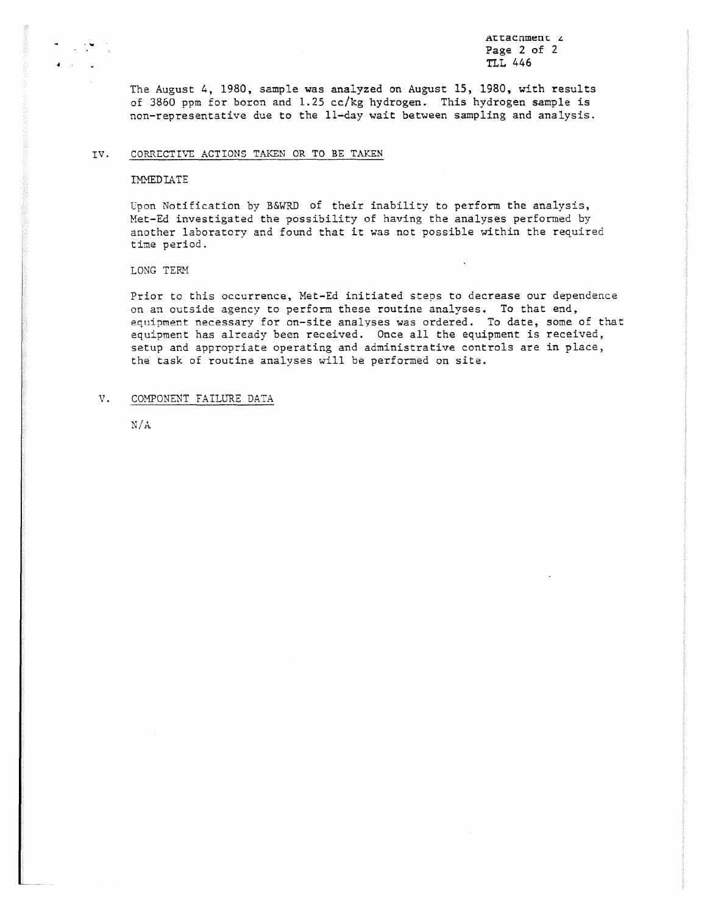The August 4, 1980, sample was analyzed on August 15, 1980, with results of 3860 ppm for boron and 1.25 cc/kg hydrogen. This hydrogen sample is non-representative due to the 11-day wait between sampling and analysis.

## IV. CORRECTIVE ACTIONS TAKEN OR TO BE TAKEN

IMMEDIATE

Upon Notification by B&WRD of their inability to perform the analysis, Met-Ed investigated the possibility of having the analyses performed by another laboratory and found that it was not possible within the required time period.

LONG TERM

Prior to this occurrence, Met-Ed initiated steps to decrease our dependence on an outside agency to perform these routine analyses. To that end, equipment necessary for on-site analyses was ordered. To date, some of that equipment has already been received. Once all the equipment is received, setup and appropriate operating and administrative controls are in place, the task of routine analyses will be performed on site.

## V. COMPONENT FAILURE DATA

N/A